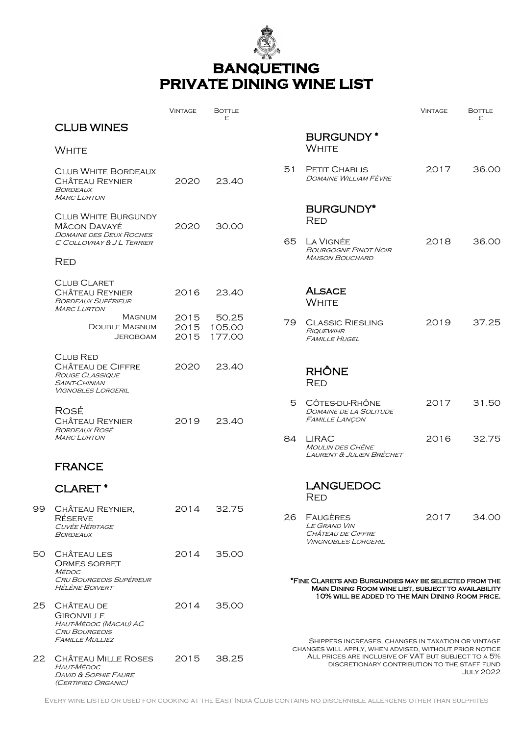# BANQUETING
# PRIVATE DINING WINE LIST

## CLUB WINES

### White

| | Wine | Vintage | Bottle £ |
|---|---|---|---|
| | Club White Bordeaux<br>Château Reynier<br>*Bordeaux*<br>*Marc Lurton* | 2020 | 23.40 |
| | Club White Burgundy<br>Mâcon Davayé<br>*Domaine des Deux Roches*<br>*C Collovray & J L Terrier* | 2020 | 30.00 |

### Red

| | Wine | Vintage | Bottle £ |
|---|---|---|---|
| | Club Claret<br>Château Reynier<br>*Bordeaux Supérieur*<br>*Marc Lurton* | 2016 | 23.40 |
| | Magnum | 2015 | 50.25 |
| | Double Magnum | 2015 | 105.00 |
| | Jeroboam | 2015 | 177.00 |
| | Club Red<br>Château de Ciffre<br>*Rouge Classique*<br>*Saint-Chinian*<br>*Vignobles Lorgeril* | 2020 | 23.40 |

### Rosé

| | Wine | Vintage | Bottle £ |
|---|---|---|---|
| | Château Reynier<br>*Bordeaux Rosé*<br>*Marc Lurton* | 2019 | 23.40 |

## FRANCE

### CLARET *

| | Wine | Vintage | Bottle £ |
|---|---|---|---|
| 99 | Château Reynier, Réserve<br>*Cuvée Héritage*<br>*Bordeaux* | 2014 | 32.75 |
| 50 | Château les Ormes Sorbet<br>*Médoc*<br>*Cru Bourgeois Supérieur*<br>*Hélène Boivert* | 2014 | 35.00 |
| 25 | Château de Gironville<br>*Haut-Médoc (Macau) AC*<br>*Cru Bourgeois*<br>*Famille Mulliez* | 2014 | 35.00 |
| 22 | Château Mille Roses<br>*Haut-Médoc*<br>*David & Sophie Faure*<br>*(Certified Organic)* | 2015 | 38.25 |

### BURGUNDY * — White

| | Wine | Vintage | Bottle £ |
|---|---|---|---|
| 51 | Petit Chablis<br>*Domaine William Fèvre* | 2017 | 36.00 |

### BURGUNDY* — Red

| | Wine | Vintage | Bottle £ |
|---|---|---|---|
| 65 | La Vignée<br>*Bourgogne Pinot Noir*<br>*Maison Bouchard* | 2018 | 36.00 |

### ALSACE — White

| | Wine | Vintage | Bottle £ |
|---|---|---|---|
| 79 | Classic Riesling<br>*Riquewihr*<br>*Famille Hugel* | 2019 | 37.25 |

### RHÔNE — Red

| | Wine | Vintage | Bottle £ |
|---|---|---|---|
| 5 | Côtes-du-Rhône<br>*Domaine de la Solitude*<br>*Famille Lançon* | 2017 | 31.50 |
| 84 | Lirac<br>*Moulin des Chêne*<br>*Laurent & Julien Bréchet* | 2016 | 32.75 |

### LANGUEDOC — Red

| | Wine | Vintage | Bottle £ |
|---|---|---|---|
| 26 | Faugères<br>*Le Grand Vin*<br>*Château de Ciffre*<br>*Vingnobles Lorgeril* | 2017 | 34.00 |

*Fine Clarets and Burgundies may be selected from the Main Dining Room wine list, subject to availability 10% will be added to the Main Dining Room price.

Shippers increases, changes in taxation or vintage changes will apply, when advised, without prior notice All prices are inclusive of VAT but subject to a 5% discretionary contribution to the staff fund
July 2022

Every wine listed or used for cooking at the East India Club contains no discernible allergens other than sulphites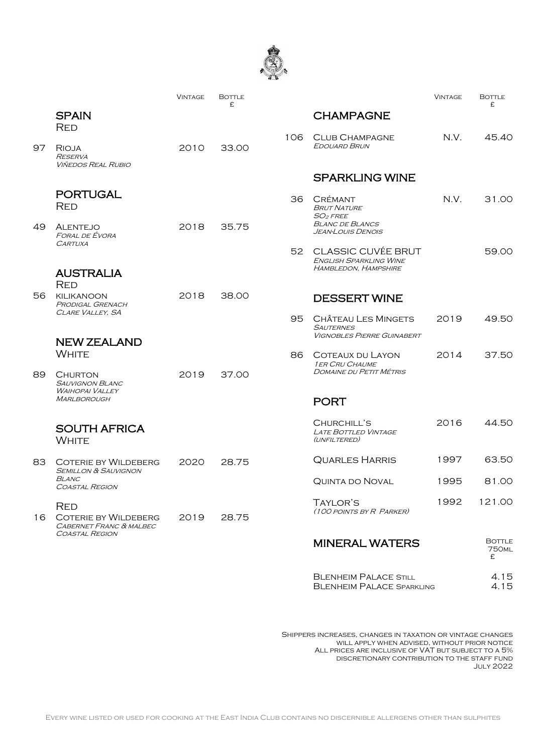| | | Vintage | Bottle £ |
|---|---|---|---|
| | **SPAIN** | | |
| | Red | | |
| 97 | Rioja<br>*Reserva*<br>*Viñedos Real Rubio* | 2010 | 33.00 |
| | **PORTUGAL** | | |
| | Red | | |
| 49 | Alentejo<br>*Foral de Évora*<br>*Cartuxa* | 2018 | 35.75 |
| | **AUSTRALIA** | | |
| | Red | | |
| 56 | kilikanoon<br>*Prodigal Grenach*<br>*Clare Valley, SA* | 2018 | 38.00 |
| | **NEW ZEALAND** | | |
| | White | | |
| 89 | Churton<br>*Sauvignon Blanc*<br>*Waihopai Valley*<br>*Marlborough* | 2019 | 37.00 |
| | **SOUTH AFRICA** | | |
| | White | | |
| 83 | Coterie by Wildeberg<br>*Semillon & Sauvignon Blanc*<br>*Coastal Region* | 2020 | 28.75 |
| | Red | | |
| 16 | Coterie by Wildeberg<br>*Cabernet Franc & malbec*<br>*Coastal Region* | 2019 | 28.75 |

| | | Vintage | Bottle £ |
|---|---|---|---|
| | **CHAMPAGNE** | | |
| 106 | Club Champagne<br>*Edouard Brun* | N.V. | 45.40 |
| | **SPARKLING WINE** | | |
| 36 | Crémant<br>*Brut Nature*<br>*$SO_2$ free*<br>*Blanc de Blancs*<br>*Jean-Louis Denois* | N.V. | 31.00 |
| 52 | CLASSIC CUVÉE BRUT<br>*English Sparkling Wine*<br>*Hambledon, Hampshire* | | 59.00 |
| | **DESSERT WINE** | | |
| 95 | Château Les Mingets<br>*Sauternes*<br>*Vignobles Pierre Guinabert* | 2019 | 49.50 |
| 86 | Coteaux du Layon<br>*1er Cru Chaume*<br>*Domaine du Petit Métris* | 2014 | 37.50 |
| | **PORT** | | |
| | Churchill's<br>*Late Bottled Vintage*<br>*(unfiltered)* | 2016 | 44.50 |
| | Quarles Harris | 1997 | 63.50 |
| | Quinta do Noval | 1995 | 81.00 |
| | Taylor's<br>*(100 points by R Parker)* | 1992 | 121.00 |

| **MINERAL WATERS** | Bottle 750ml £ |
|---|---|
| Blenheim Palace Still | 4.15 |
| Blenheim Palace Sparkling | 4.15 |

Shippers increases, changes in taxation or vintage changes will apply when advised, without prior notice
All prices are inclusive of VAT but subject to a 5% discretionary contribution to the staff fund
July 2022

Every wine listed or used for cooking at the East India Club contains no discernible allergens other than sulphites